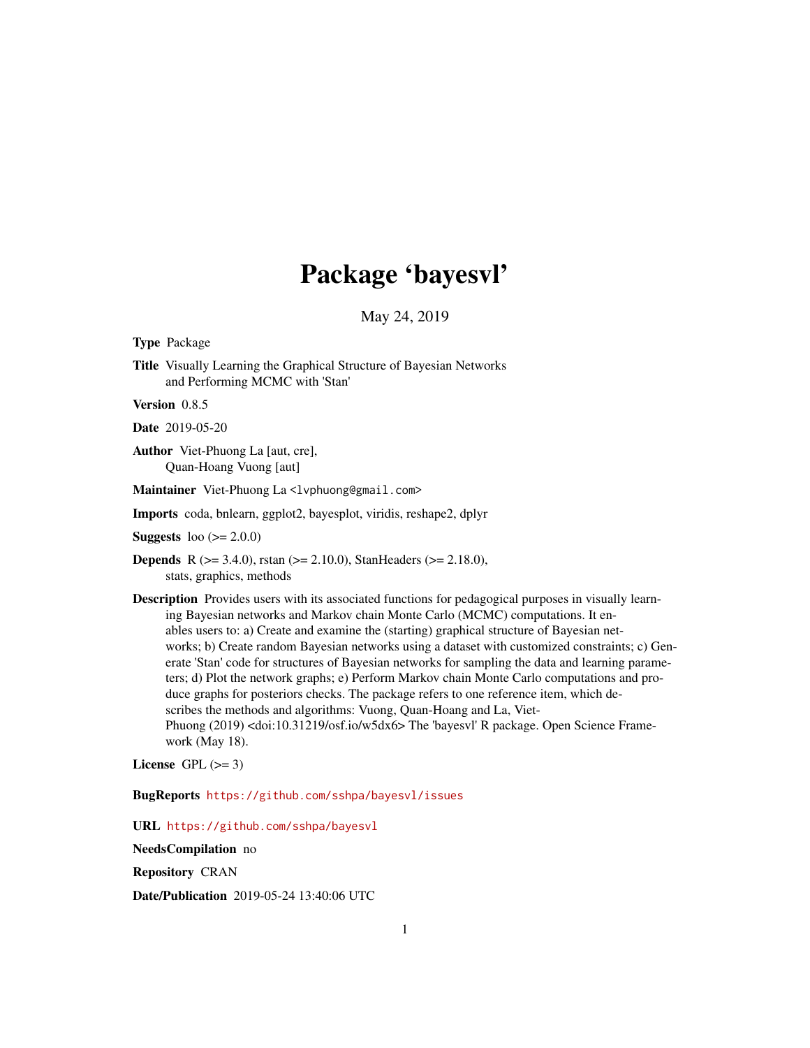# Package 'bayesvl'

May 24, 2019

**Type** Package

**Title** Visually Learning the Graphical Structure of Bayesian Networks and Performing MCMC with 'Stan'

**Version** 0.8.5

**Date** 2019-05-20

**Author** Viet-Phuong La [aut, cre], Quan-Hoang Vuong [aut]

**Maintainer** Viet-Phuong La <lvphuong@gmail.com>

**Imports** coda, bnlearn, ggplot2, bayesplot, viridis, reshape2, dplyr

**Suggests** loo (>= 2.0.0)

**Depends** R (>= 3.4.0), rstan (>= 2.10.0), StanHeaders (>= 2.18.0), stats, graphics, methods

**Description** Provides users with its associated functions for pedagogical purposes in visually learning Bayesian networks and Markov chain Monte Carlo (MCMC) computations. It enables users to: a) Create and examine the (starting) graphical structure of Bayesian networks; b) Create random Bayesian networks using a dataset with customized constraints; c) Generate 'Stan' code for structures of Bayesian networks for sampling the data and learning parameters; d) Plot the network graphs; e) Perform Markov chain Monte Carlo computations and produce graphs for posteriors checks. The package refers to one reference item, which describes the methods and algorithms: Vuong, Quan-Hoang and La, Viet-Phuong (2019) <doi:10.31219/osf.io/w5dx6> The 'bayesvl' R package. Open Science Framework (May 18).

**License** GPL (>= 3)

**BugReports** https://github.com/sshpa/bayesvl/issues

**URL** https://github.com/sshpa/bayesvl

**NeedsCompilation** no

**Repository** CRAN

**Date/Publication** 2019-05-24 13:40:06 UTC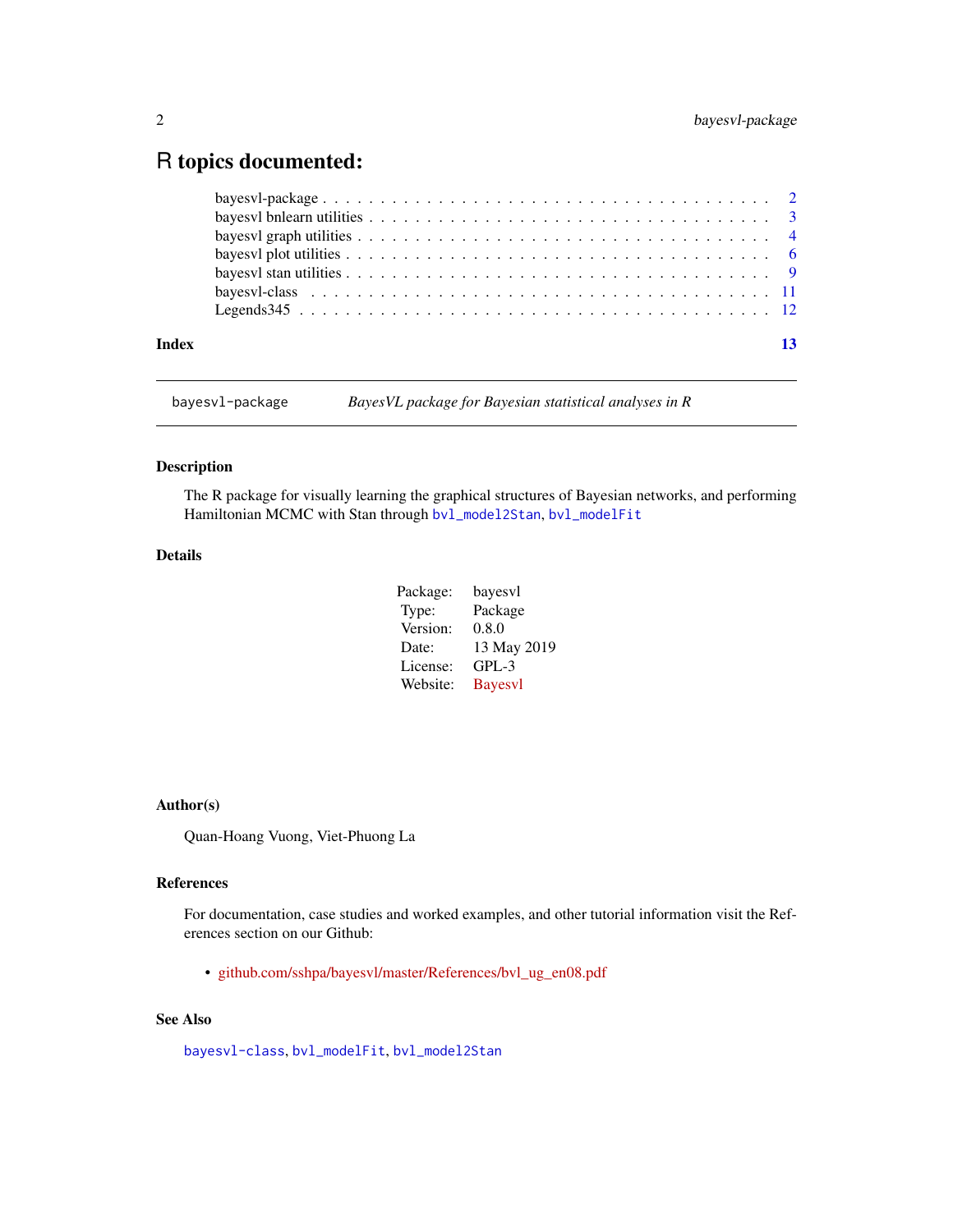# R topics documented:

bayesvl-package . . . . . . . . . . . . . . . . . . . . . . . . . . . . . . . . . . . . . 2
bayesvl bnlearn utilities . . . . . . . . . . . . . . . . . . . . . . . . . . . . . . . . 3
bayesvl graph utilities . . . . . . . . . . . . . . . . . . . . . . . . . . . . . . . . . 4
bayesvl plot utilities . . . . . . . . . . . . . . . . . . . . . . . . . . . . . . . . . . 6
bayesvl stan utilities . . . . . . . . . . . . . . . . . . . . . . . . . . . . . . . . . . 9
bayesvl-class . . . . . . . . . . . . . . . . . . . . . . . . . . . . . . . . . . . . . . 11
Legends345 . . . . . . . . . . . . . . . . . . . . . . . . . . . . . . . . . . . . . . . 12

**Index** **13**

---

`bayesvl-package` *BayesVL package for Bayesian statistical analyses in R*

---

### Description

The R package for visually learning the graphical structures of Bayesian networks, and performing Hamiltonian MCMC with Stan through `bvl_model2Stan`, `bvl_modelFit`

### Details

| | |
|---|---|
| Package: | bayesvl |
| Type: | Package |
| Version: | 0.8.0 |
| Date: | 13 May 2019 |
| License: | GPL-3 |
| Website: | Bayesvl |

### Author(s)

Quan-Hoang Vuong, Viet-Phuong La

### References

For documentation, case studies and worked examples, and other tutorial information visit the References section on our Github:

- github.com/sshpa/bayesvl/master/References/bvl_ug_en08.pdf

### See Also

`bayesvl-class`, `bvl_modelFit`, `bvl_model2Stan`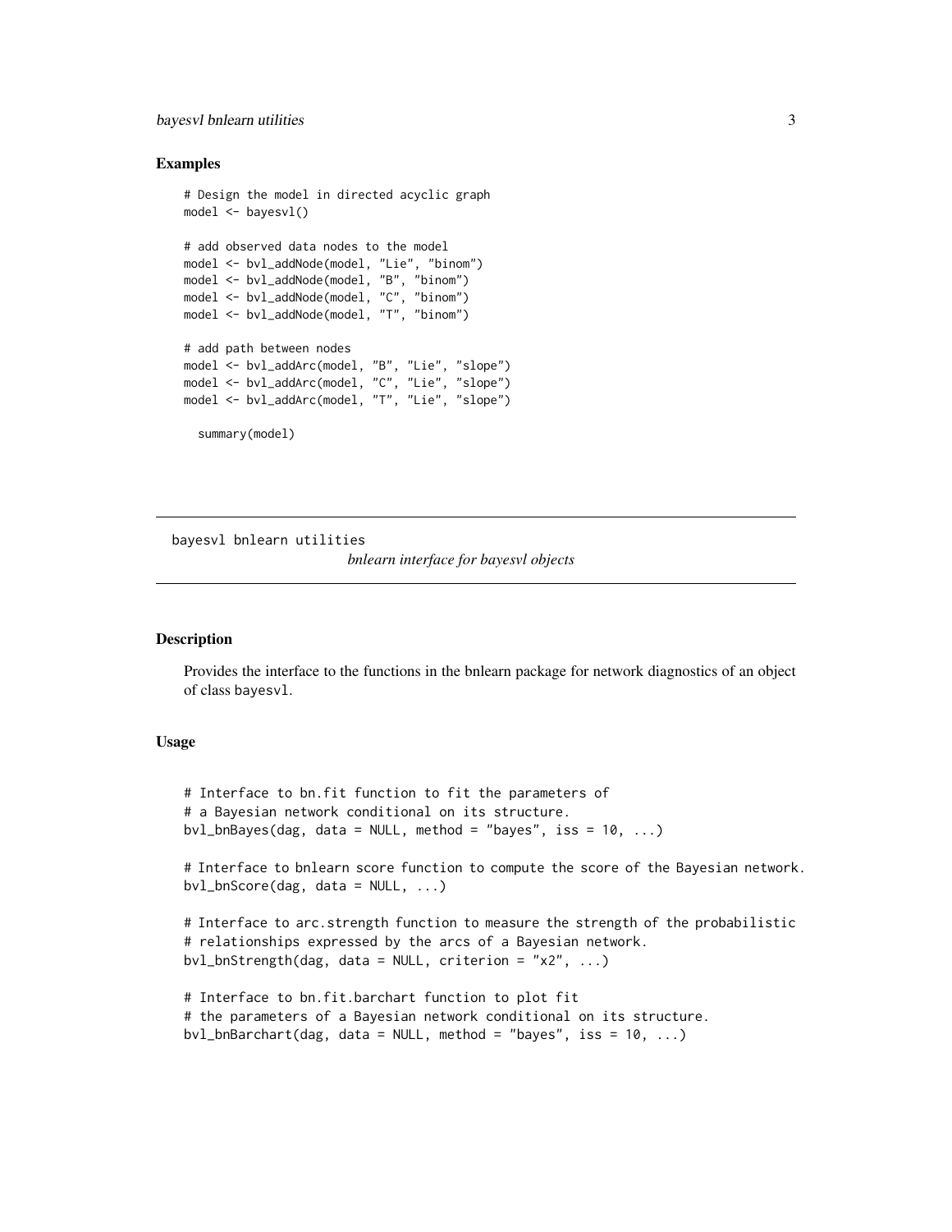### Examples

```
# Design the model in directed acyclic graph
model <- bayesvl()

# add observed data nodes to the model
model <- bvl_addNode(model, "Lie", "binom")
model <- bvl_addNode(model, "B", "binom")
model <- bvl_addNode(model, "C", "binom")
model <- bvl_addNode(model, "T", "binom")

# add path between nodes
model <- bvl_addArc(model, "B", "Lie", "slope")
model <- bvl_addArc(model, "C", "Lie", "slope")
model <- bvl_addArc(model, "T", "Lie", "slope")

  summary(model)
```

---

## bayesvl bnlearn utilities

*bnlearn interface for bayesvl objects*

---

### Description

Provides the interface to the functions in the bnlearn package for network diagnostics of an object of class `bayesvl`.

### Usage

```
# Interface to bn.fit function to fit the parameters of
# a Bayesian network conditional on its structure.
bvl_bnBayes(dag, data = NULL, method = "bayes", iss = 10, ...)

# Interface to bnlearn score function to compute the score of the Bayesian network.
bvl_bnScore(dag, data = NULL, ...)

# Interface to arc.strength function to measure the strength of the probabilistic
# relationships expressed by the arcs of a Bayesian network.
bvl_bnStrength(dag, data = NULL, criterion = "x2", ...)

# Interface to bn.fit.barchart function to plot fit
# the parameters of a Bayesian network conditional on its structure.
bvl_bnBarchart(dag, data = NULL, method = "bayes", iss = 10, ...)
```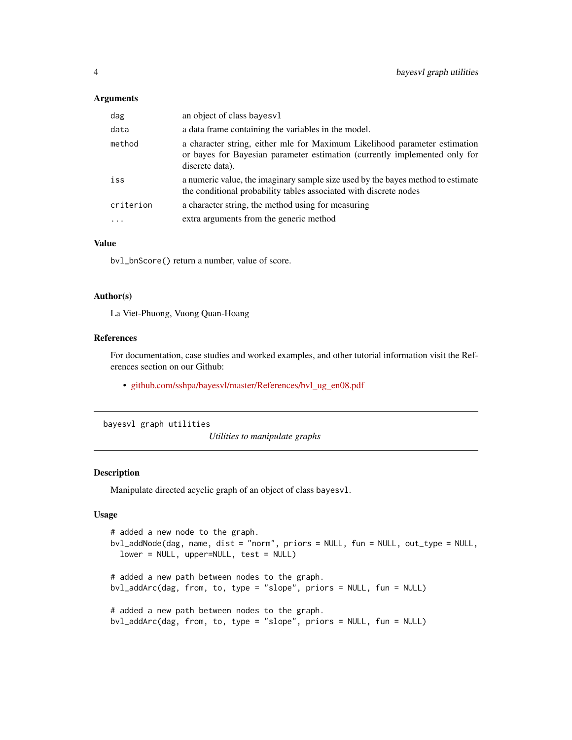### Arguments

| | |
|---|---|
| `dag` | an object of class `bayesvl` |
| `data` | a data frame containing the variables in the model. |
| `method` | a character string, either mle for Maximum Likelihood parameter estimation or bayes for Bayesian parameter estimation (currently implemented only for discrete data). |
| `iss` | a numeric value, the imaginary sample size used by the bayes method to estimate the conditional probability tables associated with discrete nodes |
| `criterion` | a character string, the method using for measuring |
| `...` | extra arguments from the generic method |

### Value

`bvl_bnScore()` return a number, value of score.

### Author(s)

La Viet-Phuong, Vuong Quan-Hoang

### References

For documentation, case studies and worked examples, and other tutorial information visit the References section on our Github:

- github.com/sshpa/bayesvl/master/References/bvl_ug_en08.pdf

---

## `bayesvl graph utilities` *Utilities to manipulate graphs*

---

### Description

Manipulate directed acyclic graph of an object of class `bayesvl`.

### Usage

```
# added a new node to the graph.
bvl_addNode(dag, name, dist = "norm", priors = NULL, fun = NULL, out_type = NULL,
  lower = NULL, upper=NULL, test = NULL)

# added a new path between nodes to the graph.
bvl_addArc(dag, from, to, type = "slope", priors = NULL, fun = NULL)

# added a new path between nodes to the graph.
bvl_addArc(dag, from, to, type = "slope", priors = NULL, fun = NULL)
```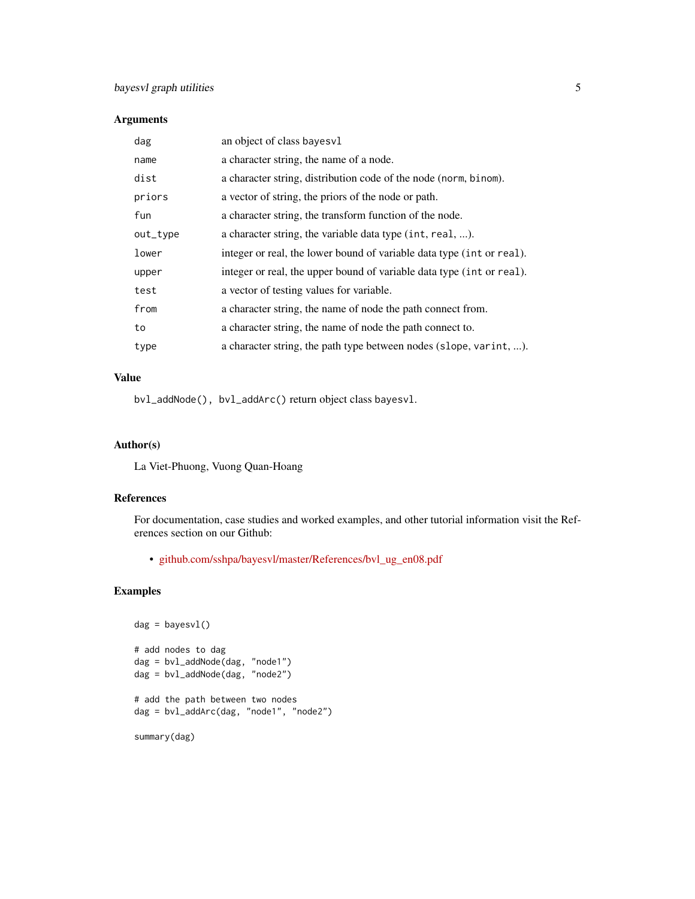### Arguments

| | |
|---|---|
| `dag` | an object of class `bayesvl` |
| `name` | a character string, the name of a node. |
| `dist` | a character string, distribution code of the node (`norm`, `binom`). |
| `priors` | a vector of string, the priors of the node or path. |
| `fun` | a character string, the transform function of the node. |
| `out_type` | a character string, the variable data type (`int`, `real`, ...). |
| `lower` | integer or real, the lower bound of variable data type (`int` or `real`). |
| `upper` | integer or real, the upper bound of variable data type (`int` or `real`). |
| `test` | a vector of testing values for variable. |
| `from` | a character string, the name of node the path connect from. |
| `to` | a character string, the name of node the path connect to. |
| `type` | a character string, the path type between nodes (`slope`, `varint`, ...). |

### Value

`bvl_addNode(), bvl_addArc()` return object class `bayesvl`.

### Author(s)

La Viet-Phuong, Vuong Quan-Hoang

### References

For documentation, case studies and worked examples, and other tutorial information visit the References section on our Github:

- github.com/sshpa/bayesvl/master/References/bvl_ug_en08.pdf

### Examples

```
dag = bayesvl()

# add nodes to dag
dag = bvl_addNode(dag, "node1")
dag = bvl_addNode(dag, "node2")

# add the path between two nodes
dag = bvl_addArc(dag, "node1", "node2")

summary(dag)
```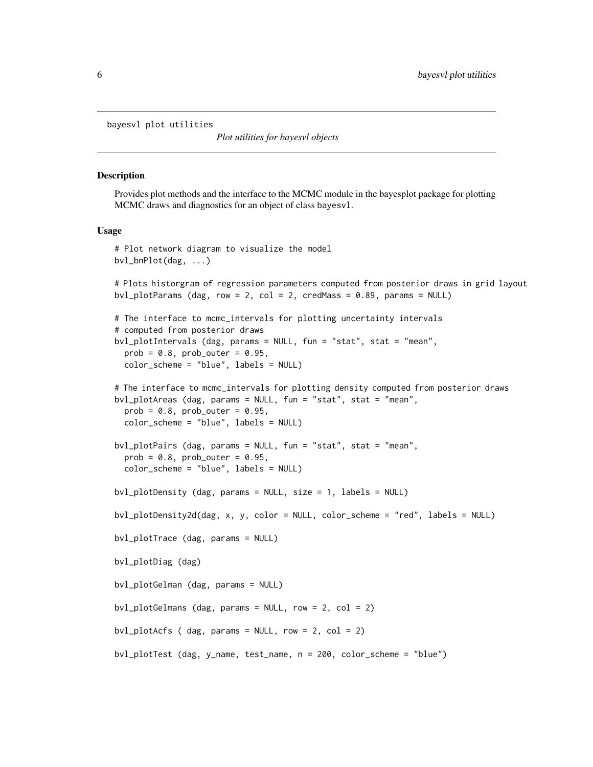bayesvl plot utilities

*Plot utilities for bayesvl objects*

## Description

Provides plot methods and the interface to the MCMC module in the bayesplot package for plotting MCMC draws and diagnostics for an object of class bayesvl.

## Usage

```
# Plot network diagram to visualize the model
bvl_bnPlot(dag, ...)

# Plots historgram of regression parameters computed from posterior draws in grid layout
bvl_plotParams (dag, row = 2, col = 2, credMass = 0.89, params = NULL)

# The interface to mcmc_intervals for plotting uncertainty intervals
# computed from posterior draws
bvl_plotIntervals (dag, params = NULL, fun = "stat", stat = "mean",
  prob = 0.8, prob_outer = 0.95,
  color_scheme = "blue", labels = NULL)

# The interface to mcmc_intervals for plotting density computed from posterior draws
bvl_plotAreas (dag, params = NULL, fun = "stat", stat = "mean",
  prob = 0.8, prob_outer = 0.95,
  color_scheme = "blue", labels = NULL)

bvl_plotPairs (dag, params = NULL, fun = "stat", stat = "mean",
  prob = 0.8, prob_outer = 0.95,
  color_scheme = "blue", labels = NULL)

bvl_plotDensity (dag, params = NULL, size = 1, labels = NULL)

bvl_plotDensity2d(dag, x, y, color = NULL, color_scheme = "red", labels = NULL)

bvl_plotTrace (dag, params = NULL)

bvl_plotDiag (dag)

bvl_plotGelman (dag, params = NULL)

bvl_plotGelmans (dag, params = NULL, row = 2, col = 2)

bvl_plotAcfs ( dag, params = NULL, row = 2, col = 2)

bvl_plotTest (dag, y_name, test_name, n = 200, color_scheme = "blue")
```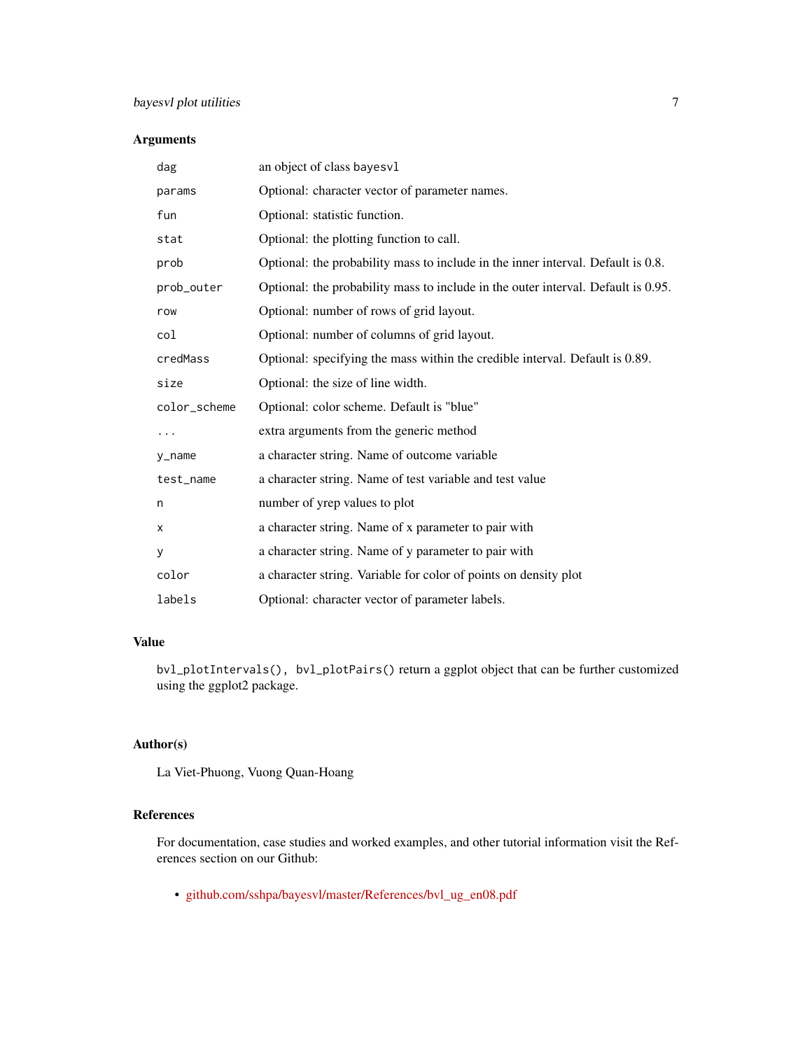### Arguments

| | |
|---|---|
| `dag` | an object of class `bayesvl` |
| `params` | Optional: character vector of parameter names. |
| `fun` | Optional: statistic function. |
| `stat` | Optional: the plotting function to call. |
| `prob` | Optional: the probability mass to include in the inner interval. Default is 0.8. |
| `prob_outer` | Optional: the probability mass to include in the outer interval. Default is 0.95. |
| `row` | Optional: number of rows of grid layout. |
| `col` | Optional: number of columns of grid layout. |
| `credMass` | Optional: specifying the mass within the credible interval. Default is 0.89. |
| `size` | Optional: the size of line width. |
| `color_scheme` | Optional: color scheme. Default is "blue" |
| `...` | extra arguments from the generic method |
| `y_name` | a character string. Name of outcome variable |
| `test_name` | a character string. Name of test variable and test value |
| `n` | number of yrep values to plot |
| `x` | a character string. Name of x parameter to pair with |
| `y` | a character string. Name of y parameter to pair with |
| `color` | a character string. Variable for color of points on density plot |
| `labels` | Optional: character vector of parameter labels. |

### Value

`bvl_plotIntervals()`, `bvl_plotPairs()` return a ggplot object that can be further customized using the ggplot2 package.

### Author(s)

La Viet-Phuong, Vuong Quan-Hoang

### References

For documentation, case studies and worked examples, and other tutorial information visit the References section on our Github:

- github.com/sshpa/bayesvl/master/References/bvl_ug_en08.pdf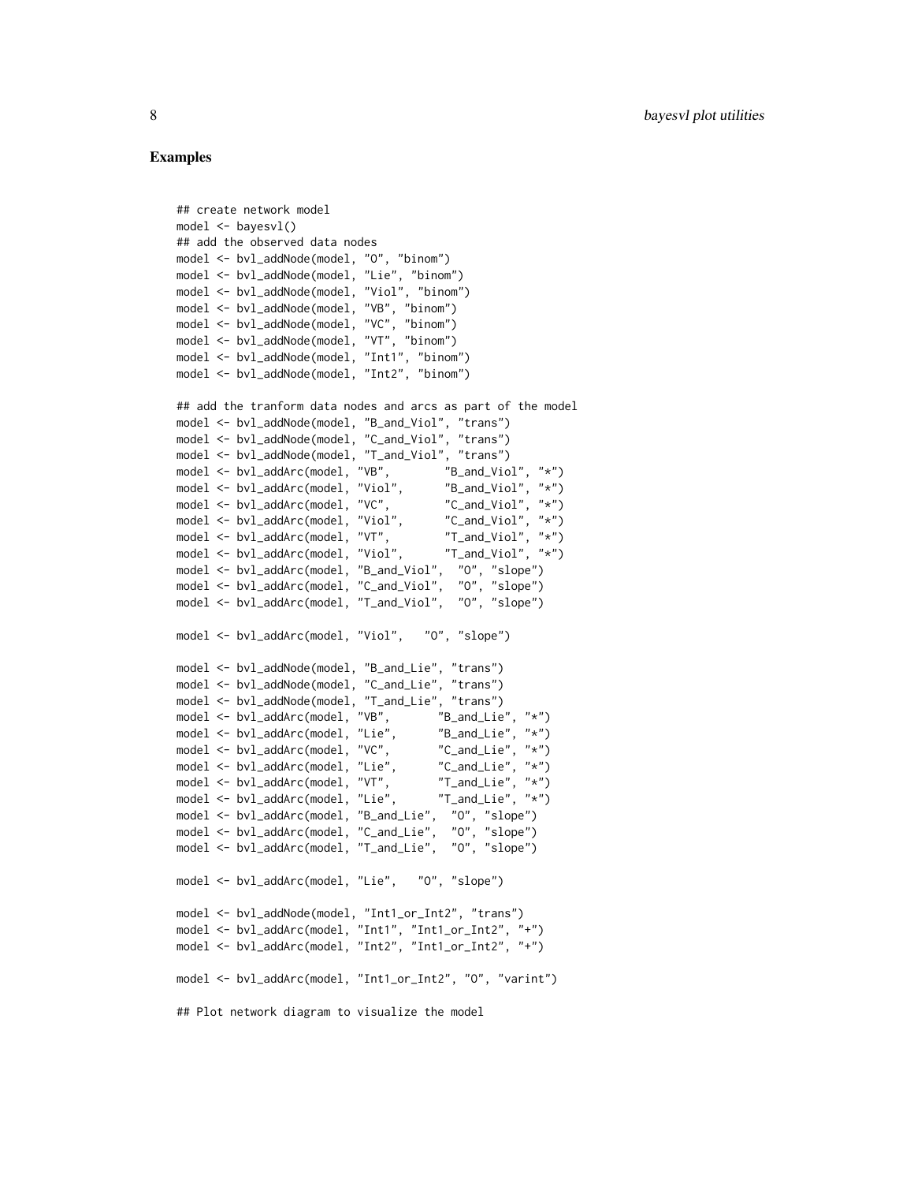## Examples

```
## create network model
model <- bayesvl()
## add the observed data nodes
model <- bvl_addNode(model, "O", "binom")
model <- bvl_addNode(model, "Lie", "binom")
model <- bvl_addNode(model, "Viol", "binom")
model <- bvl_addNode(model, "VB", "binom")
model <- bvl_addNode(model, "VC", "binom")
model <- bvl_addNode(model, "VT", "binom")
model <- bvl_addNode(model, "Int1", "binom")
model <- bvl_addNode(model, "Int2", "binom")

## add the tranform data nodes and arcs as part of the model
model <- bvl_addNode(model, "B_and_Viol", "trans")
model <- bvl_addNode(model, "C_and_Viol", "trans")
model <- bvl_addNode(model, "T_and_Viol", "trans")
model <- bvl_addArc(model, "VB",        "B_and_Viol", "*")
model <- bvl_addArc(model, "Viol",      "B_and_Viol", "*")
model <- bvl_addArc(model, "VC",        "C_and_Viol", "*")
model <- bvl_addArc(model, "Viol",      "C_and_Viol", "*")
model <- bvl_addArc(model, "VT",        "T_and_Viol", "*")
model <- bvl_addArc(model, "Viol",      "T_and_Viol", "*")
model <- bvl_addArc(model, "B_and_Viol",  "O", "slope")
model <- bvl_addArc(model, "C_and_Viol",  "O", "slope")
model <- bvl_addArc(model, "T_and_Viol",  "O", "slope")

model <- bvl_addArc(model, "Viol",   "O", "slope")

model <- bvl_addNode(model, "B_and_Lie", "trans")
model <- bvl_addNode(model, "C_and_Lie", "trans")
model <- bvl_addNode(model, "T_and_Lie", "trans")
model <- bvl_addArc(model, "VB",       "B_and_Lie", "*")
model <- bvl_addArc(model, "Lie",      "B_and_Lie", "*")
model <- bvl_addArc(model, "VC",       "C_and_Lie", "*")
model <- bvl_addArc(model, "Lie",      "C_and_Lie", "*")
model <- bvl_addArc(model, "VT",       "T_and_Lie", "*")
model <- bvl_addArc(model, "Lie",      "T_and_Lie", "*")
model <- bvl_addArc(model, "B_and_Lie",  "O", "slope")
model <- bvl_addArc(model, "C_and_Lie",  "O", "slope")
model <- bvl_addArc(model, "T_and_Lie",  "O", "slope")

model <- bvl_addArc(model, "Lie",   "O", "slope")

model <- bvl_addNode(model, "Int1_or_Int2", "trans")
model <- bvl_addArc(model, "Int1", "Int1_or_Int2", "+")
model <- bvl_addArc(model, "Int2", "Int1_or_Int2", "+")

model <- bvl_addArc(model, "Int1_or_Int2", "O", "varint")

## Plot network diagram to visualize the model
```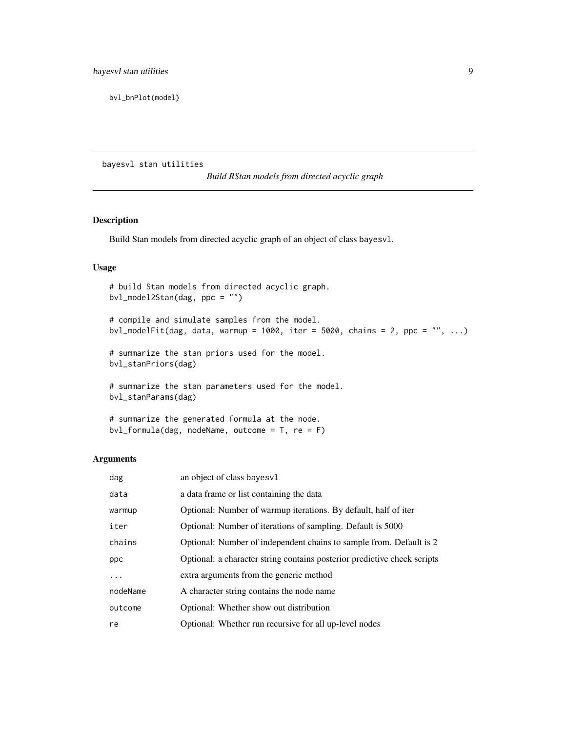```
bvl_bnPlot(model)
```

---

## bayesvl stan utilities

*Build RStan models from directed acyclic graph*

---

### Description

Build Stan models from directed acyclic graph of an object of class `bayesvl`.

### Usage

```
# build Stan models from directed acyclic graph.
bvl_model2Stan(dag, ppc = "")

# compile and simulate samples from the model.
bvl_modelFit(dag, data, warmup = 1000, iter = 5000, chains = 2, ppc = "", ...)

# summarize the stan priors used for the model.
bvl_stanPriors(dag)

# summarize the stan parameters used for the model.
bvl_stanParams(dag)

# summarize the generated formula at the node.
bvl_formula(dag, nodeName, outcome = T, re = F)
```

### Arguments

| | |
|---|---|
| `dag` | an object of class `bayesvl` |
| `data` | a data frame or list containing the data |
| `warmup` | Optional: Number of warmup iterations. By default, half of iter |
| `iter` | Optional: Number of iterations of sampling. Default is 5000 |
| `chains` | Optional: Number of independent chains to sample from. Default is 2 |
| `ppc` | Optional: a character string contains posterior predictive check scripts |
| `...` | extra arguments from the generic method |
| `nodeName` | A character string contains the node name |
| `outcome` | Optional: Whether show out distribution |
| `re` | Optional: Whether run recursive for all up-level nodes |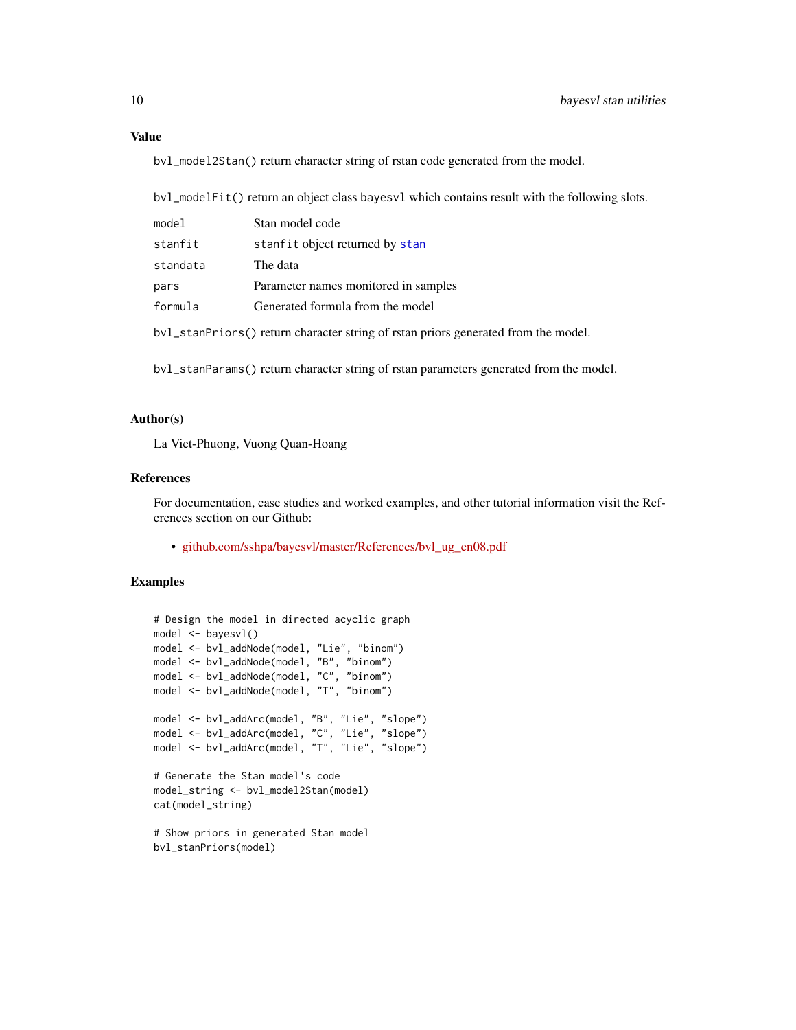## Value

`bvl_model2Stan()` return character string of rstan code generated from the model.

`bvl_modelFit()` return an object class `bayesvl` which contains result with the following slots.

| | |
|---|---|
| `model` | Stan model code |
| `stanfit` | `stanfit` object returned by `stan` |
| `standata` | The data |
| `pars` | Parameter names monitored in samples |
| `formula` | Generated formula from the model |

`bvl_stanPriors()` return character string of rstan priors generated from the model.

`bvl_stanParams()` return character string of rstan parameters generated from the model.

## Author(s)

La Viet-Phuong, Vuong Quan-Hoang

## References

For documentation, case studies and worked examples, and other tutorial information visit the References section on our Github:

- github.com/sshpa/bayesvl/master/References/bvl_ug_en08.pdf

## Examples

```
# Design the model in directed acyclic graph
model <- bayesvl()
model <- bvl_addNode(model, "Lie", "binom")
model <- bvl_addNode(model, "B", "binom")
model <- bvl_addNode(model, "C", "binom")
model <- bvl_addNode(model, "T", "binom")

model <- bvl_addArc(model, "B", "Lie", "slope")
model <- bvl_addArc(model, "C", "Lie", "slope")
model <- bvl_addArc(model, "T", "Lie", "slope")

# Generate the Stan model's code
model_string <- bvl_model2Stan(model)
cat(model_string)

# Show priors in generated Stan model
bvl_stanPriors(model)
```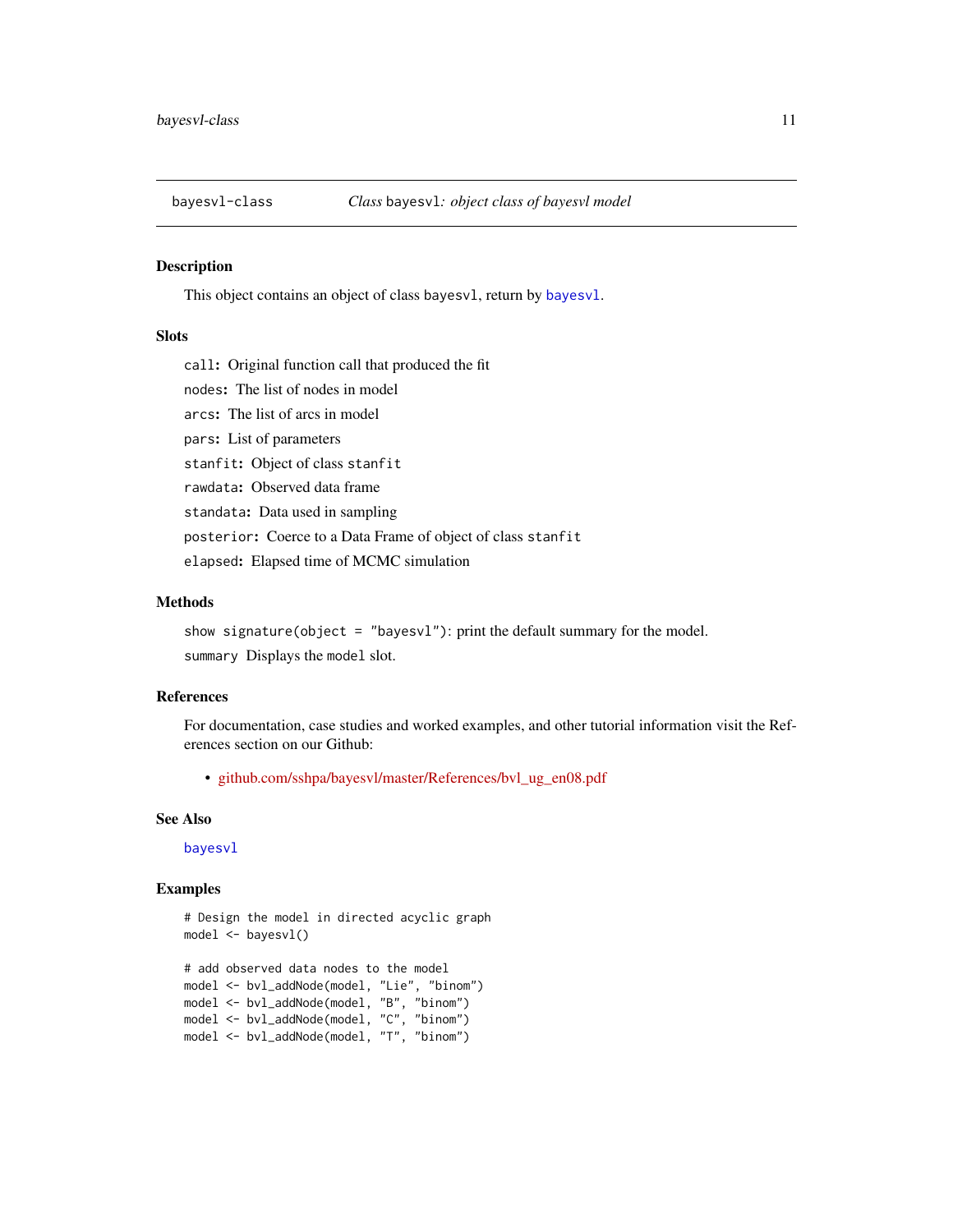bayesvl-class    *Class* `bayesvl`*: object class of bayesvl model*

## Description

This object contains an object of class `bayesvl`, return by `bayesvl`.

## Slots

`call`: Original function call that produced the fit

`nodes`: The list of nodes in model

`arcs`: The list of arcs in model

`pars`: List of parameters

`stanfit`: Object of class `stanfit`

`rawdata`: Observed data frame

`standata`: Data used in sampling

`posterior`: Coerce to a Data Frame of object of class `stanfit`

`elapsed`: Elapsed time of MCMC simulation

## Methods

`show signature(object = "bayesvl")`: print the default summary for the model.

`summary` Displays the `model` slot.

## References

For documentation, case studies and worked examples, and other tutorial information visit the References section on our Github:

- github.com/sshpa/bayesvl/master/References/bvl_ug_en08.pdf

## See Also

`bayesvl`

## Examples

```
# Design the model in directed acyclic graph
model <- bayesvl()

# add observed data nodes to the model
model <- bvl_addNode(model, "Lie", "binom")
model <- bvl_addNode(model, "B", "binom")
model <- bvl_addNode(model, "C", "binom")
model <- bvl_addNode(model, "T", "binom")
```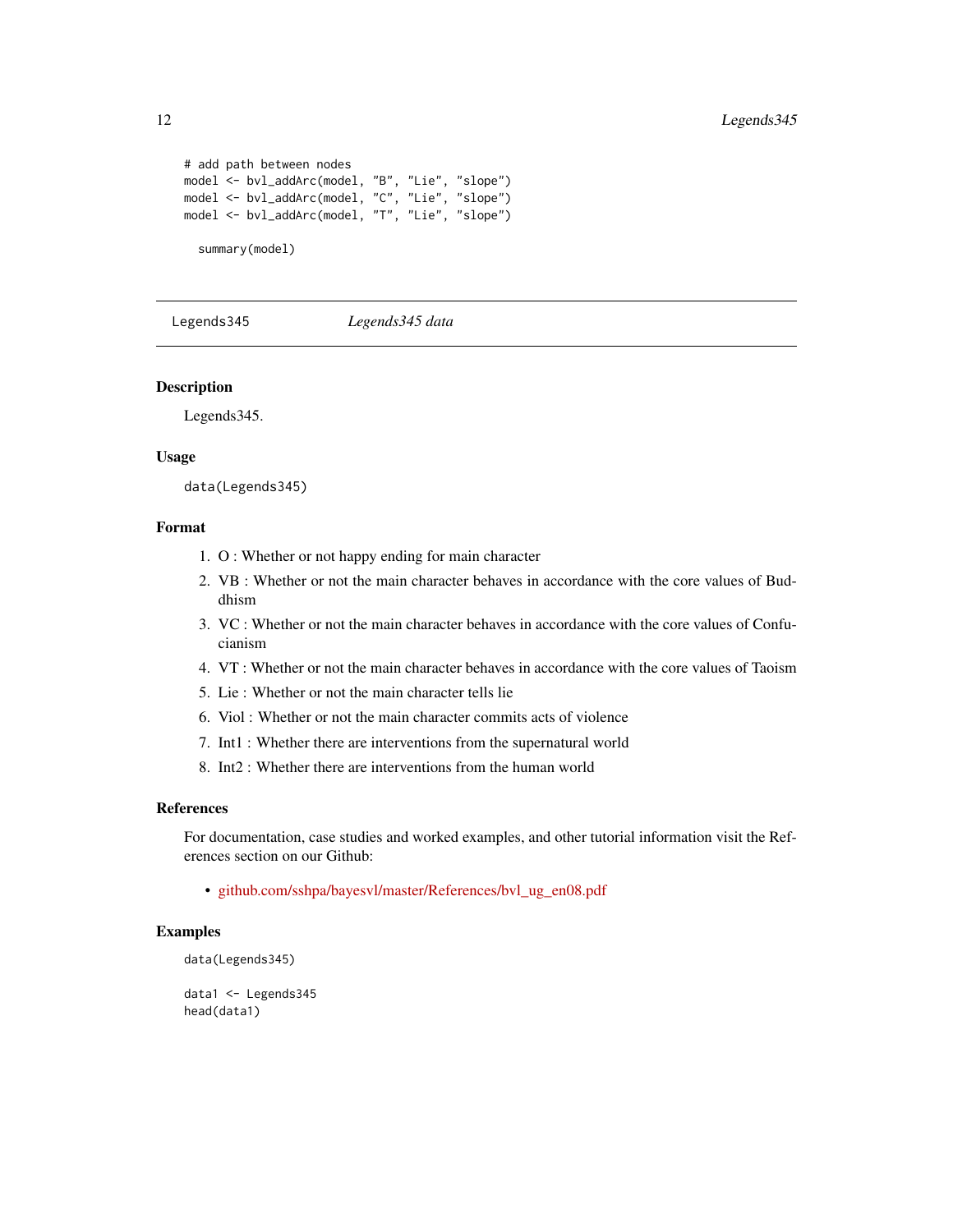```
# add path between nodes
model <- bvl_addArc(model, "B", "Lie", "slope")
model <- bvl_addArc(model, "C", "Lie", "slope")
model <- bvl_addArc(model, "T", "Lie", "slope")

  summary(model)
```

---

Legends345 *Legends345 data*

---

## Description

Legends345.

## Usage

```
data(Legends345)
```

## Format

1. O : Whether or not happy ending for main character
2. VB : Whether or not the main character behaves in accordance with the core values of Buddhism
3. VC : Whether or not the main character behaves in accordance with the core values of Confucianism
4. VT : Whether or not the main character behaves in accordance with the core values of Taoism
5. Lie : Whether or not the main character tells lie
6. Viol : Whether or not the main character commits acts of violence
7. Int1 : Whether there are interventions from the supernatural world
8. Int2 : Whether there are interventions from the human world

## References

For documentation, case studies and worked examples, and other tutorial information visit the References section on our Github:

- github.com/sshpa/bayesvl/master/References/bvl_ug_en08.pdf

## Examples

```
data(Legends345)

data1 <- Legends345
head(data1)
```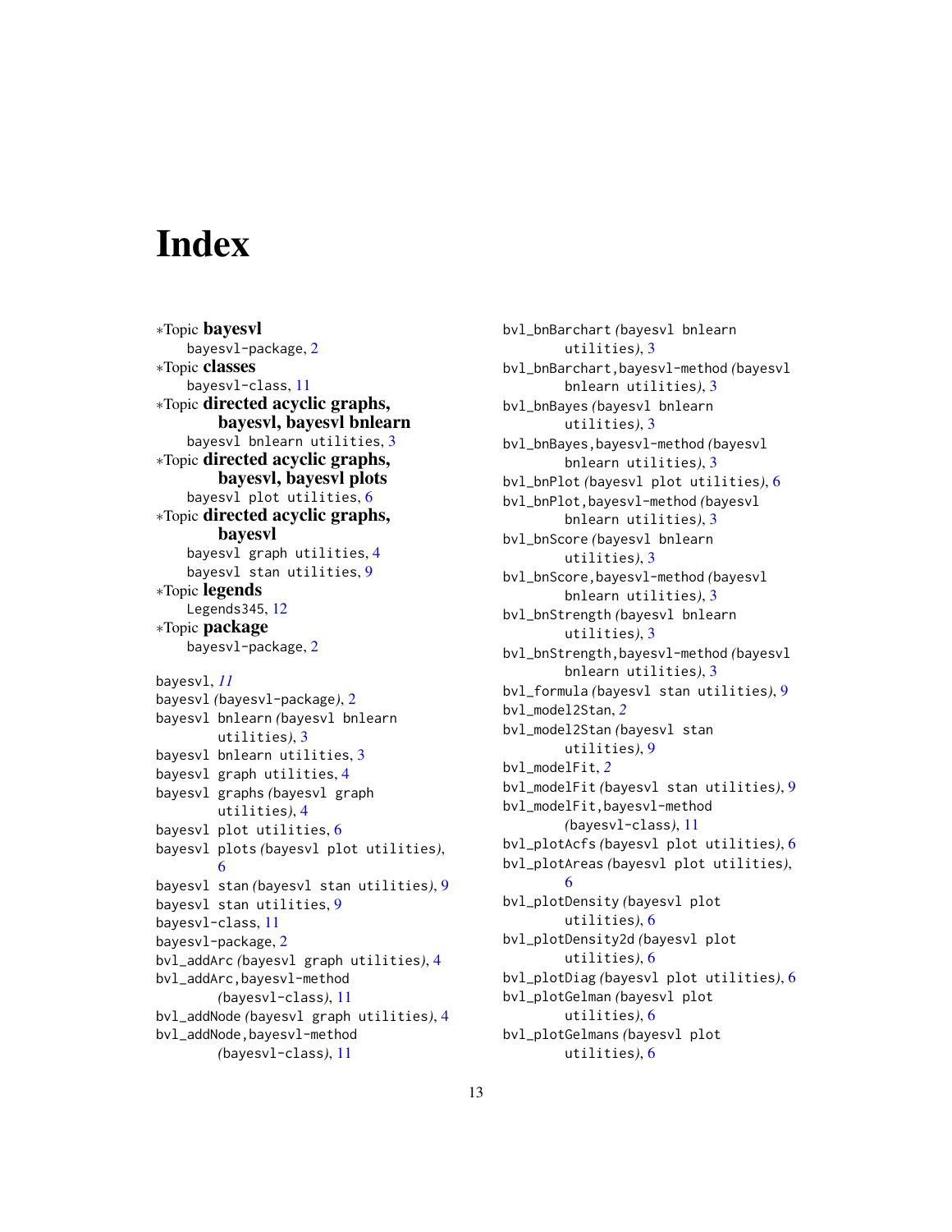# Index

*Topic **bayesvl**
  bayesvl-package, 2

*Topic **classes**
  bayesvl-class, 11

*Topic **directed acyclic graphs, bayesvl, bayesvl bnlearn**
  bayesvl bnlearn utilities, 3

*Topic **directed acyclic graphs, bayesvl, bayesvl plots**
  bayesvl plot utilities, 6

*Topic **directed acyclic graphs, bayesvl**
  bayesvl graph utilities, 4
  bayesvl stan utilities, 9

*Topic **legends**
  Legends345, 12

*Topic **package**
  bayesvl-package, 2

bayesvl, *11*
bayesvl *(bayesvl-package)*, 2
bayesvl bnlearn *(bayesvl bnlearn utilities)*, 3
bayesvl bnlearn utilities, 3
bayesvl graph utilities, 4
bayesvl graphs *(bayesvl graph utilities)*, 4
bayesvl plot utilities, 6
bayesvl plots *(bayesvl plot utilities)*, 6
bayesvl stan *(bayesvl stan utilities)*, 9
bayesvl stan utilities, 9
bayesvl-class, 11
bayesvl-package, 2
bvl_addArc *(bayesvl graph utilities)*, 4
bvl_addArc,bayesvl-method *(bayesvl-class)*, 11
bvl_addNode *(bayesvl graph utilities)*, 4
bvl_addNode,bayesvl-method *(bayesvl-class)*, 11
bvl_bnBarchart *(bayesvl bnlearn utilities)*, 3
bvl_bnBarchart,bayesvl-method *(bayesvl bnlearn utilities)*, 3
bvl_bnBayes *(bayesvl bnlearn utilities)*, 3
bvl_bnBayes,bayesvl-method *(bayesvl bnlearn utilities)*, 3
bvl_bnPlot *(bayesvl plot utilities)*, 6
bvl_bnPlot,bayesvl-method *(bayesvl bnlearn utilities)*, 3
bvl_bnScore *(bayesvl bnlearn utilities)*, 3
bvl_bnScore,bayesvl-method *(bayesvl bnlearn utilities)*, 3
bvl_bnStrength *(bayesvl bnlearn utilities)*, 3
bvl_bnStrength,bayesvl-method *(bayesvl bnlearn utilities)*, 3
bvl_formula *(bayesvl stan utilities)*, 9
bvl_model2Stan, *2*
bvl_model2Stan *(bayesvl stan utilities)*, 9
bvl_modelFit, *2*
bvl_modelFit *(bayesvl stan utilities)*, 9
bvl_modelFit,bayesvl-method *(bayesvl-class)*, 11
bvl_plotAcfs *(bayesvl plot utilities)*, 6
bvl_plotAreas *(bayesvl plot utilities)*, 6
bvl_plotDensity *(bayesvl plot utilities)*, 6
bvl_plotDensity2d *(bayesvl plot utilities)*, 6
bvl_plotDiag *(bayesvl plot utilities)*, 6
bvl_plotGelman *(bayesvl plot utilities)*, 6
bvl_plotGelmans *(bayesvl plot utilities)*, 6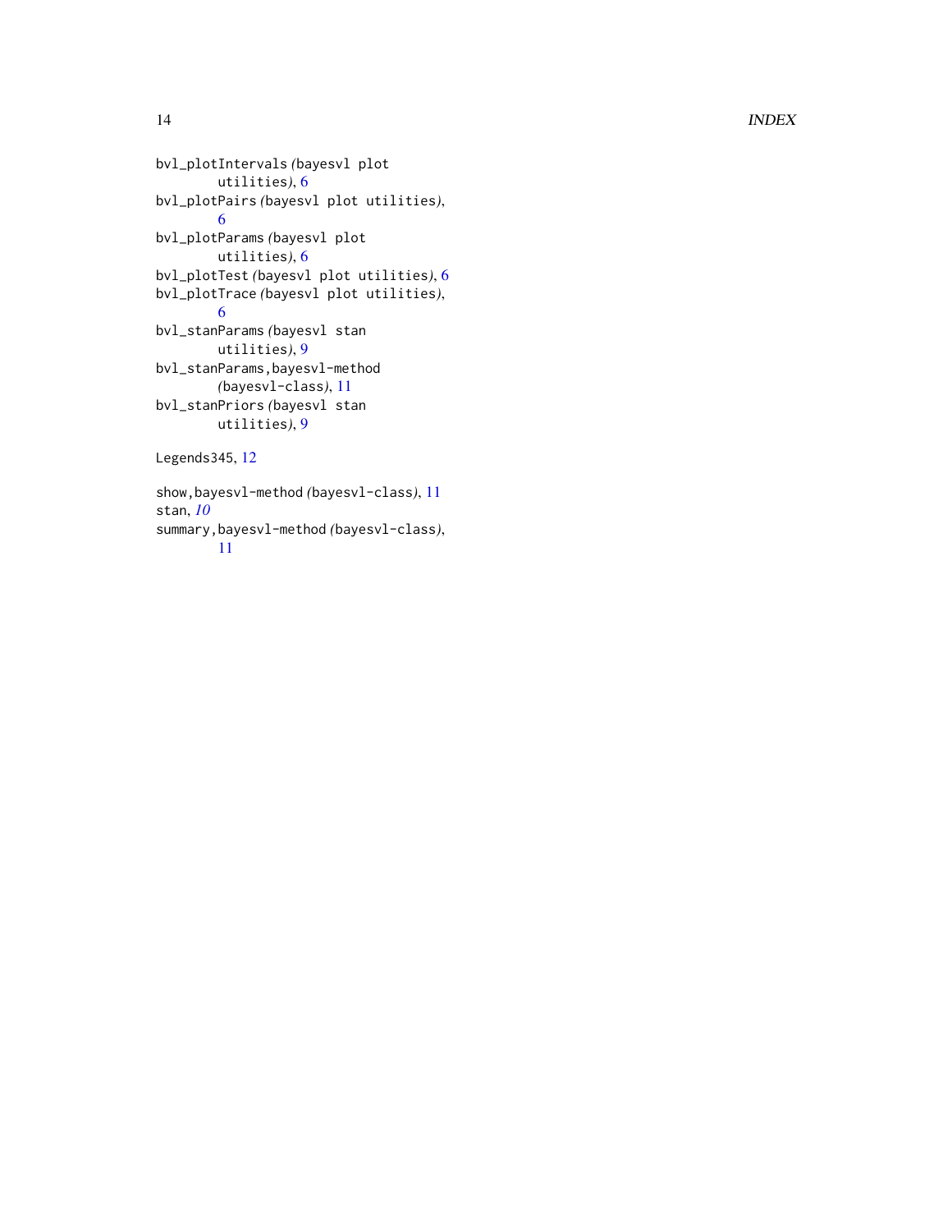bvl_plotIntervals *(bayesvl plot utilities)*, 6
bvl_plotPairs *(bayesvl plot utilities)*, 6
bvl_plotParams *(bayesvl plot utilities)*, 6
bvl_plotTest *(bayesvl plot utilities)*, 6
bvl_plotTrace *(bayesvl plot utilities)*, 6
bvl_stanParams *(bayesvl stan utilities)*, 9
bvl_stanParams,bayesvl-method *(bayesvl-class)*, 11
bvl_stanPriors *(bayesvl stan utilities)*, 9

Legends345, 12

show,bayesvl-method *(bayesvl-class)*, 11
stan, *10*
summary,bayesvl-method *(bayesvl-class)*, 11